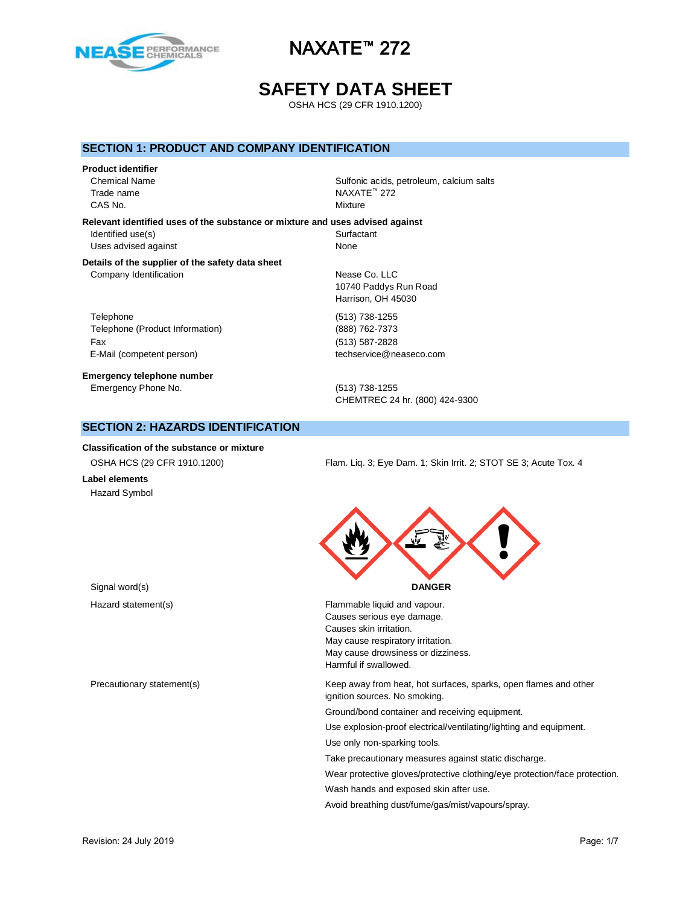# NAXATE™ 272

# SAFETY DATA SHEET

OSHA HCS (29 CFR 1910.1200)

## SECTION 1: PRODUCT AND COMPANY IDENTIFICATION

**Product identifier**

| | |
|---|---|
| Chemical Name | Sulfonic acids, petroleum, calcium salts |
| Trade name | NAXATE™ 272 |
| CAS No. | Mixture |

**Relevant identified uses of the substance or mixture and uses advised against**

| | |
|---|---|
| Identified use(s) | Surfactant |
| Uses advised against | None |

**Details of the supplier of the safety data sheet**

| | |
|---|---|
| Company Identification | Nease Co. LLC<br>10740 Paddys Run Road<br>Harrison, OH 45030 |
| Telephone | (513) 738-1255 |
| Telephone (Product Information) | (888) 762-7373 |
| Fax | (513) 587-2828 |
| E-Mail (competent person) | techservice@neaseco.com |

**Emergency telephone number**

| | |
|---|---|
| Emergency Phone No. | (513) 738-1255<br>CHEMTREC 24 hr. (800) 424-9300 |

## SECTION 2: HAZARDS IDENTIFICATION

**Classification of the substance or mixture**

| | |
|---|---|
| OSHA HCS (29 CFR 1910.1200) | Flam. Liq. 3; Eye Dam. 1; Skin Irrit. 2; STOT SE 3; Acute Tox. 4 |

**Label elements**

Hazard Symbol

Signal word(s): **DANGER**

Hazard statement(s):

Flammable liquid and vapour.
Causes serious eye damage.
Causes skin irritation.
May cause respiratory irritation.
May cause drowsiness or dizziness.
Harmful if swallowed.

Precautionary statement(s):

Keep away from heat, hot surfaces, sparks, open flames and other ignition sources. No smoking.

Ground/bond container and receiving equipment.

Use explosion-proof electrical/ventilating/lighting/and equipment.

Use only non-sparking tools.

Take precautionary measures against static discharge.

Wear protective gloves/protective clothing/eye protection/face protection.

Wash hands and exposed skin after use.

Avoid breathing dust/fume/gas/mist/vapours/spray.

Revision: 24 July 2019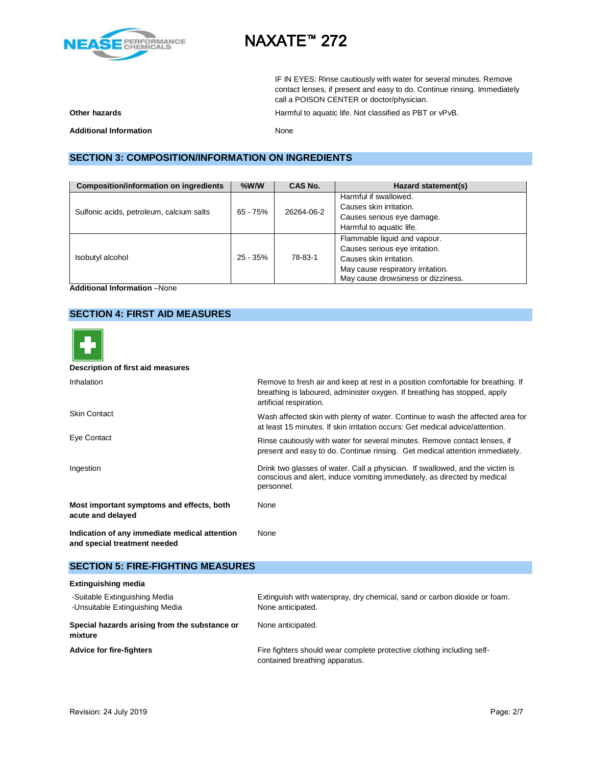IF IN EYES: Rinse cautiously with water for several minutes. Remove contact lenses, if present and easy to do. Continue rinsing. Immediately call a POISON CENTER or doctor/physician.

**Other hazards** — Harmful to aquatic life. Not classified as PBT or vPvB.

**Additional Information** — None

## SECTION 3: COMPOSITION/INFORMATION ON INGREDIENTS

| Composition/information on ingredients | %W/W | CAS No. | Hazard statement(s) |
|---|---|---|---|
| Sulfonic acids, petroleum, calcium salts | 65 - 75% | 26264-06-2 | Harmful if swallowed.<br>Causes skin irritation.<br>Causes serious eye damage.<br>Harmful to aquatic life. |
| Isobutyl alcohol | 25 - 35% | 78-83-1 | Flammable liquid and vapour.<br>Causes serious eye irritation.<br>Causes skin irritation.<br>May cause respiratory irritation.<br>May cause drowsiness or dizziness. |

**Additional Information** –None

## SECTION 4: FIRST AID MEASURES

**Description of first aid measures**

| | |
|---|---|
| Inhalation | Remove to fresh air and keep at rest in a position comfortable for breathing. If breathing is laboured, administer oxygen. If breathing has stopped, apply artificial respiration. |
| Skin Contact | Wash affected skin with plenty of water. Continue to wash the affected area for at least 15 minutes. If skin irritation occurs: Get medical advice/attention. |
| Eye Contact | Rinse cautiously with water for several minutes. Remove contact lenses, if present and easy to do. Continue rinsing. Get medical attention immediately. |
| Ingestion | Drink two glasses of water. Call a physician. If swallowed, and the victim is conscious and alert, induce vomiting immediately, as directed by medical personnel. |

**Most important symptoms and effects, both acute and delayed** — None

**Indication of any immediate medical attention and special treatment needed** — None

## SECTION 5: FIRE-FIGHTING MEASURES

**Extinguishing media**

-Suitable Extinguishing Media — Extinguish with waterspray, dry chemical, sand or carbon dioxide or foam.

-Unsuitable Extinguishing Media — None anticipated.

**Special hazards arising from the substance or mixture** — None anticipated.

**Advice for fire-fighters** — Fire fighters should wear complete protective clothing including self-contained breathing apparatus.

Revision: 24 July 2019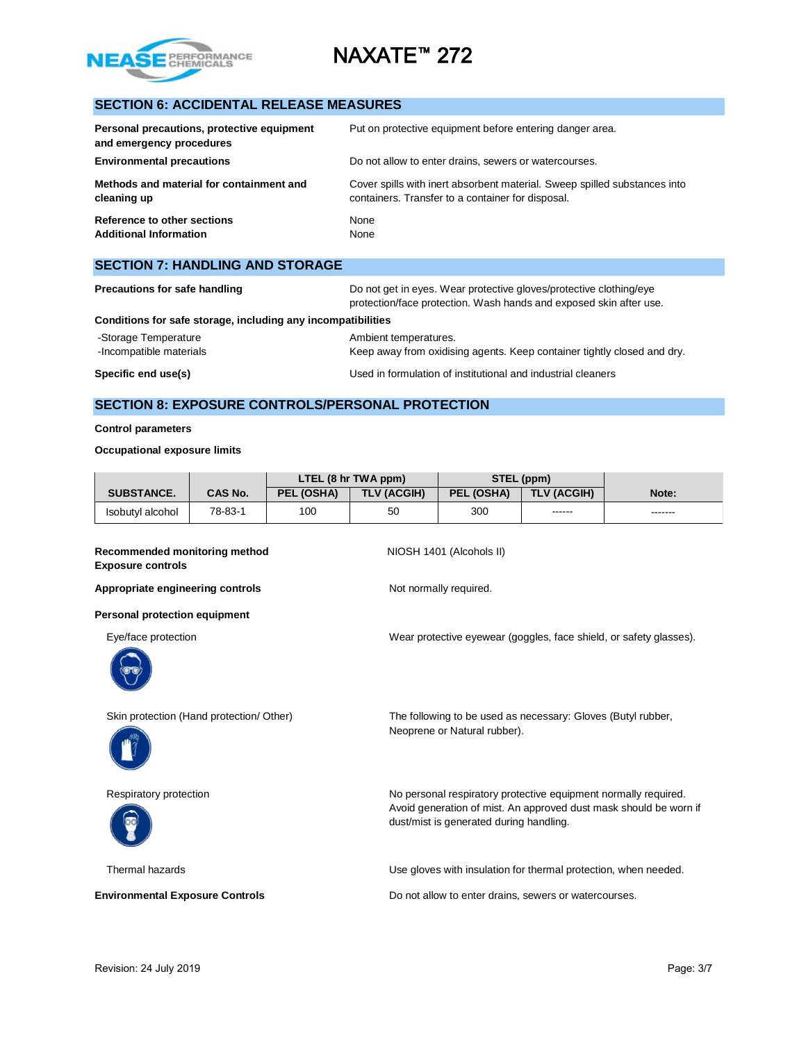## SECTION 6: ACCIDENTAL RELEASE MEASURES

| | |
|---|---|
| **Personal precautions, protective equipment and emergency procedures** | Put on protective equipment before entering danger area. |
| **Environmental precautions** | Do not allow to enter drains, sewers or watercourses. |
| **Methods and material for containment and cleaning up** | Cover spills with inert absorbent material. Sweep spilled substances into containers. Transfer to a container for disposal. |
| **Reference to other sections** | None |
| **Additional Information** | None |

## SECTION 7: HANDLING AND STORAGE

**Precautions for safe handling** — Do not get in eyes. Wear protective gloves/protective clothing/eye protection/face protection. Wash hands and exposed skin after use.

**Conditions for safe storage, including any incompatibilities**

| | |
|---|---|
| -Storage Temperature | Ambient temperatures. |
| -Incompatible materials | Keep away from oxidising agents. Keep container tightly closed and dry. |

**Specific end use(s)** — Used in formulation of institutional and industrial cleaners

## SECTION 8: EXPOSURE CONTROLS/PERSONAL PROTECTION

**Control parameters**

**Occupational exposure limits**

| SUBSTANCE. | CAS No. | LTEL (8 hr TWA ppm) | | STEL (ppm) | | Note: |
|---|---|---|---|---|---|---|
| | | PEL (OSHA) | TLV (ACGIH) | PEL (OSHA) | TLV (ACGIH) | |
| Isobutyl alcohol | 78-83-1 | 100 | 50 | 300 | ------ | ------- |

**Recommended monitoring method** — NIOSH 1401 (Alcohols II)

**Exposure controls**

**Appropriate engineering controls** — Not normally required.

**Personal protection equipment**

Eye/face protection — Wear protective eyewear (goggles, face shield, or safety glasses).

Skin protection (Hand protection/ Other) — The following to be used as necessary: Gloves (Butyl rubber, Neoprene or Natural rubber).

Respiratory protection — No personal respiratory protective equipment normally required. Avoid generation of mist. An approved dust mask should be worn if dust/mist is generated during handling.

Thermal hazards — Use gloves with insulation for thermal protection, when needed.

**Environmental Exposure Controls** — Do not allow to enter drains, sewers or watercourses.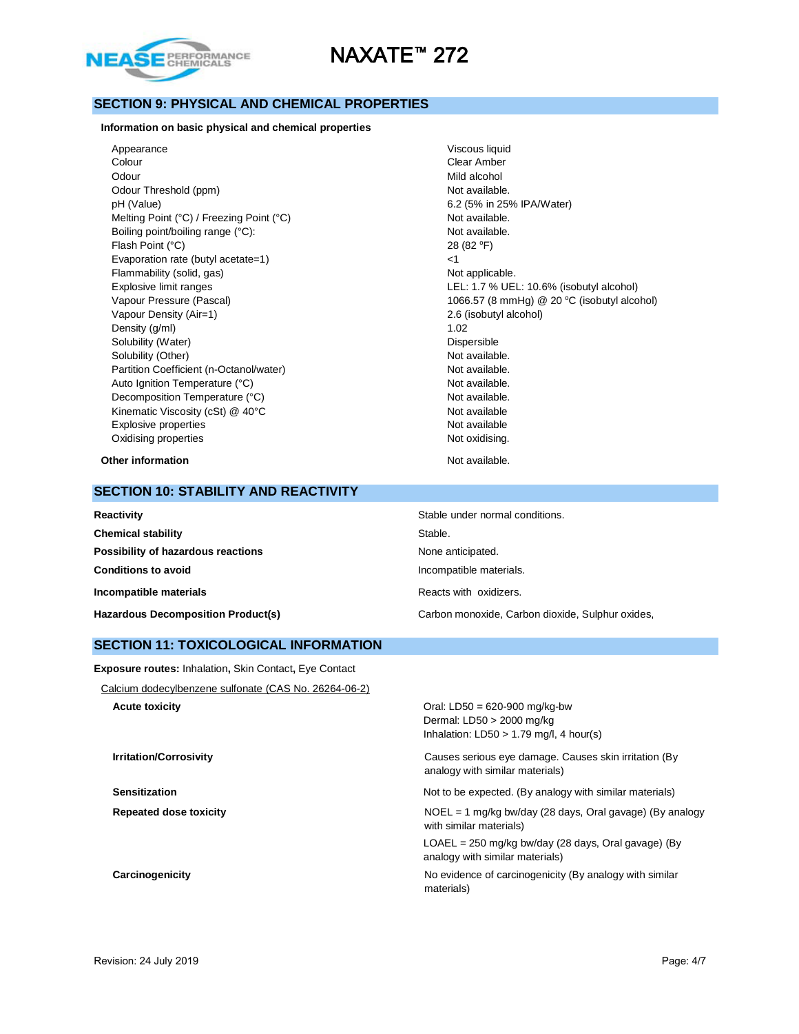## SECTION 9: PHYSICAL AND CHEMICAL PROPERTIES

**Information on basic physical and chemical properties**

| | |
|---|---|
| Appearance | Viscous liquid |
| Colour | Clear Amber |
| Odour | Mild alcohol |
| Odour Threshold (ppm) | Not available. |
| pH (Value) | 6.2 (5% in 25% IPA/Water) |
| Melting Point (°C) / Freezing Point (°C) | Not available. |
| Boiling point/boiling range (°C): | Not available. |
| Flash Point (°C) | 28 (82 °F) |
| Evaporation rate (butyl acetate=1) | <1 |
| Flammability (solid, gas) | Not applicable. |
| Explosive limit ranges | LEL: 1.7 % UEL: 10.6% (isobutyl alcohol) |
| Vapour Pressure (Pascal) | 1066.57 (8 mmHg) @ 20 °C (isobutyl alcohol) |
| Vapour Density (Air=1) | 2.6 (isobutyl alcohol) |
| Density (g/ml) | 1.02 |
| Solubility (Water) | Dispersible |
| Solubility (Other) | Not available. |
| Partition Coefficient (n-Octanol/water) | Not available. |
| Auto Ignition Temperature (°C) | Not available. |
| Decomposition Temperature (°C) | Not available. |
| Kinematic Viscosity (cSt) @ 40°C | Not available |
| Explosive properties | Not available |
| Oxidising properties | Not oxidising. |

**Other information** Not available.

## SECTION 10: STABILITY AND REACTIVITY

| | |
|---|---|
| **Reactivity** | Stable under normal conditions. |
| **Chemical stability** | Stable. |
| **Possibility of hazardous reactions** | None anticipated. |
| **Conditions to avoid** | Incompatible materials. |
| **Incompatible materials** | Reacts with oxidizers. |
| **Hazardous Decomposition Product(s)** | Carbon monoxide, Carbon dioxide, Sulphur oxides, |

## SECTION 11: TOXICOLOGICAL INFORMATION

**Exposure routes:** Inhalation**,** Skin Contact**,** Eye Contact

Calcium dodecylbenzene sulfonate (CAS No. 26264-06-2)

| | |
|---|---|
| **Acute toxicity** | Oral: LD50 = 620-900 mg/kg-bw<br>Dermal: LD50 > 2000 mg/kg<br>Inhalation: LD50 > 1.79 mg/l, 4 hour(s) |
| **Irritation/Corrosivity** | Causes serious eye damage. Causes skin irritation (By analogy with similar materials) |
| **Sensitization** | Not to be expected. (By analogy with similar materials) |
| **Repeated dose toxicity** | NOEL = 1 mg/kg bw/day (28 days, Oral gavage) (By analogy with similar materials)<br>LOAEL = 250 mg/kg bw/day (28 days, Oral gavage) (By analogy with similar materials) |
| **Carcinogenicity** | No evidence of carcinogenicity (By analogy with similar materials) |

Revision: 24 July 2019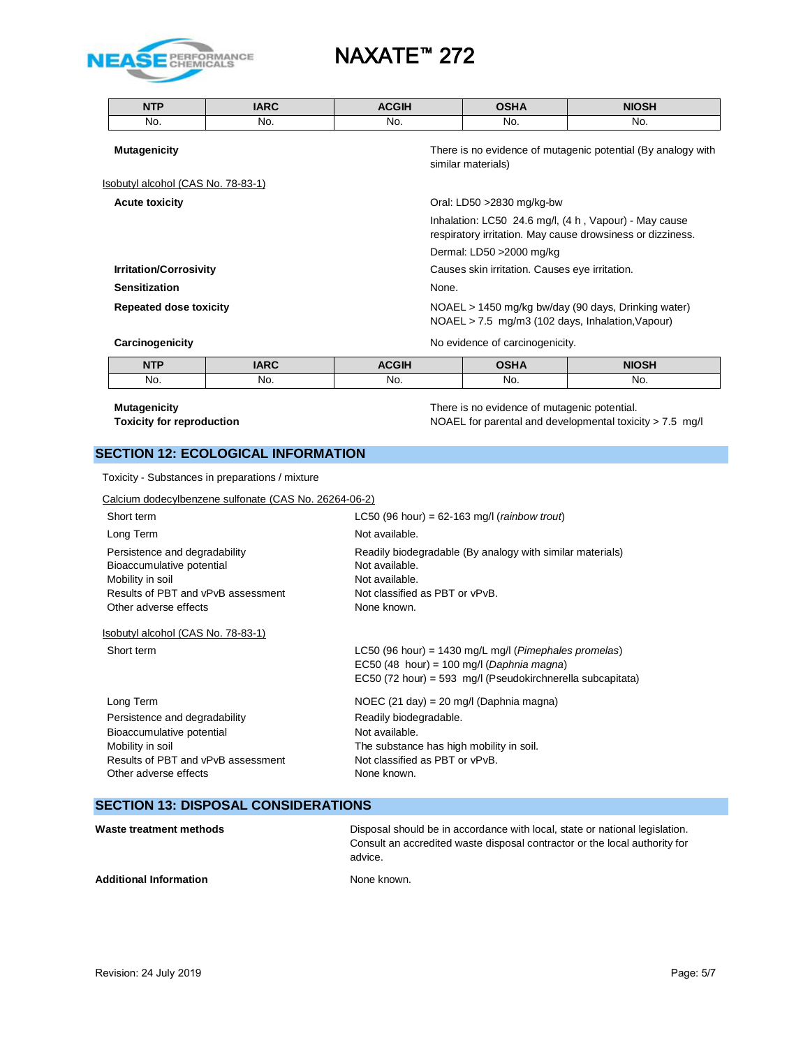| NTP | IARC | ACGIH | OSHA | NIOSH |
|---|---|---|---|---|
| No. | No. | No. | No. | No. |

**Mutagenicity** There is no evidence of mutagenic potential (By analogy with similar materials)

Isobutyl alcohol (CAS No. 78-83-1)

**Acute toxicity** Oral: LD50 >2830 mg/kg-bw

Inhalation: LC50 24.6 mg/l, (4 h , Vapour) - May cause respiratory irritation. May cause drowsiness or dizziness.

Dermal: LD50 >2000 mg/kg

**Irritation/Corrosivity** Causes skin irritation. Causes eye irritation.

**Sensitization** None.

**Repeated dose toxicity** NOAEL > 1450 mg/kg bw/day (90 days, Drinking water)
NOAEL > 7.5 mg/m3 (102 days, Inhalation,Vapour)

**Carcinogenicity** No evidence of carcinogenicity.

| NTP | IARC | ACGIH | OSHA | NIOSH |
|---|---|---|---|---|
| No. | No. | No. | No. | No. |

**Mutagenicity** There is no evidence of mutagenic potential.

**Toxicity for reproduction** NOAEL for parental and developmental toxicity > 7.5 mg/l

## SECTION 12: ECOLOGICAL INFORMATION

Toxicity - Substances in preparations / mixture

Calcium dodecylbenzene sulfonate (CAS No. 26264-06-2)

Short term: LC50 (96 hour) = 62-163 mg/l (*rainbow trout*)

Long Term: Not available.

Persistence and degradability: Readily biodegradable (By analogy with similar materials)
Bioaccumulative potential: Not available.
Mobility in soil: Not available.
Results of PBT and vPvB assessment: Not classified as PBT or vPvB.
Other adverse effects: None known.

Isobutyl alcohol (CAS No. 78-83-1)

Short term: LC50 (96 hour) = 1430 mg/L mg/l (*Pimephales promelas*)
EC50 (48 hour) = 100 mg/l (*Daphnia magna*)
EC50 (72 hour) = 593 mg/l (Pseudokirchnerella subcapitata)

Long Term: NOEC (21 day) = 20 mg/l (Daphnia magna)
Persistence and degradability: Readily biodegradable.
Bioaccumulative potential: Not available.
Mobility in soil: The substance has high mobility in soil.
Results of PBT and vPvB assessment: Not classified as PBT or vPvB.
Other adverse effects: None known.

## SECTION 13: DISPOSAL CONSIDERATIONS

**Waste treatment methods** Disposal should be in accordance with local, state or national legislation. Consult an accredited waste disposal contractor or the local authority for advice.

**Additional Information** None known.

Revision: 24 July 2019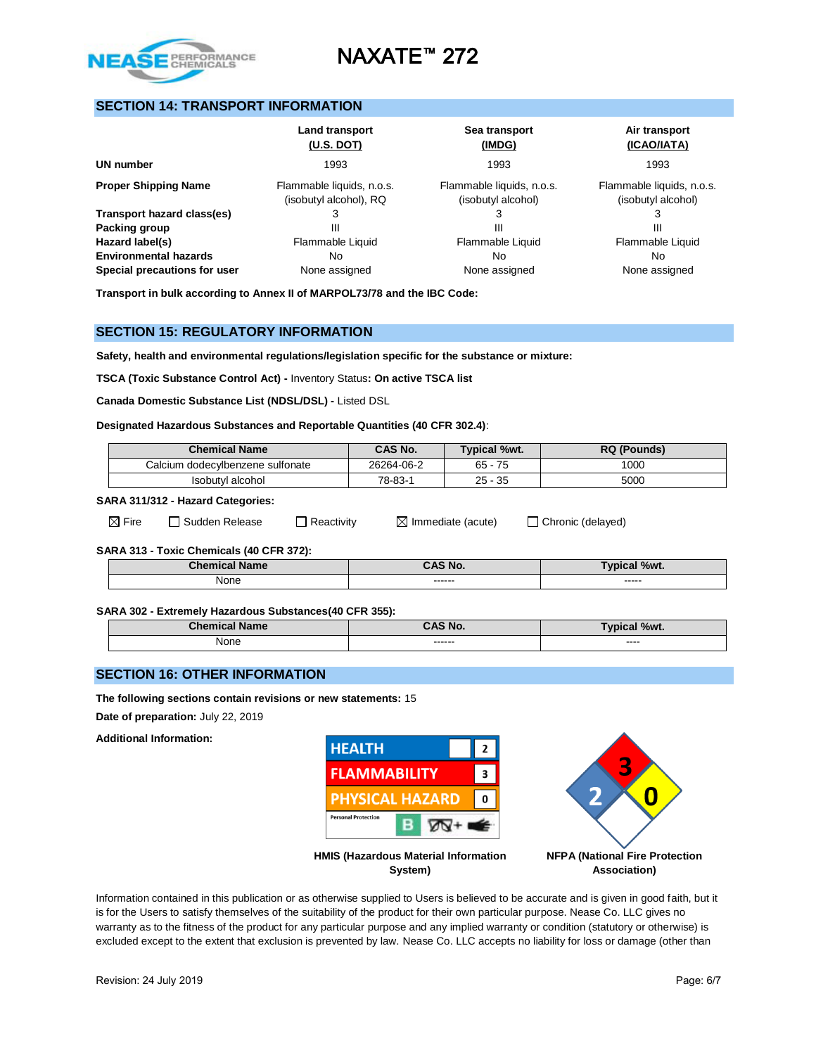## SECTION 14: TRANSPORT INFORMATION

| | Land transport (U.S. DOT) | Sea transport (IMDG) | Air transport (ICAO/IATA) |
|---|---|---|---|
| **UN number** | 1993 | 1993 | 1993 |
| **Proper Shipping Name** | Flammable liquids, n.o.s. (isobutyl alcohol), RQ | Flammable liquids, n.o.s. (isobutyl alcohol) | Flammable liquids, n.o.s. (isobutyl alcohol) |
| **Transport hazard class(es)** | 3 | 3 | 3 |
| **Packing group** | III | III | III |
| **Hazard label(s)** | Flammable Liquid | Flammable Liquid | Flammable Liquid |
| **Environmental hazards** | No | No | No |
| **Special precautions for user** | None assigned | None assigned | None assigned |

**Transport in bulk according to Annex II of MARPOL73/78 and the IBC Code:**

## SECTION 15: REGULATORY INFORMATION

**Safety, health and environmental regulations/legislation specific for the substance or mixture:**

**TSCA (Toxic Substance Control Act) -** Inventory Status**: On active TSCA list**

**Canada Domestic Substance List (NDSL/DSL) -** Listed DSL

**Designated Hazardous Substances and Reportable Quantities (40 CFR 302.4)**:

| Chemical Name | CAS No. | Typical %wt. | RQ (Pounds) |
|---|---|---|---|
| Calcium dodecylbenzene sulfonate | 26264-06-2 | 65 - 75 | 1000 |
| Isobutyl alcohol | 78-83-1 | 25 - 35 | 5000 |

**SARA 311/312 - Hazard Categories:**

☒ Fire ☐ Sudden Release ☐ Reactivity ☒ Immediate (acute) ☐ Chronic (delayed)

**SARA 313 - Toxic Chemicals (40 CFR 372):**

| Chemical Name | CAS No. | Typical %wt. |
|---|---|---|
| None | ------ | ----- |

**SARA 302 - Extremely Hazardous Substances(40 CFR 355):**

| Chemical Name | CAS No. | Typical %wt. |
|---|---|---|
| None | ------ | ---- |

## SECTION 16: OTHER INFORMATION

**The following sections contain revisions or new statements:** 15

**Date of preparation:** July 22, 2019

**Additional Information:**

| HMIS | |
|---|---|
| HEALTH | 2 |
| FLAMMABILITY | 3 |
| PHYSICAL HAZARD | 0 |
| Personal Protection | B |

**HMIS (Hazardous Material Information System)**

NFPA: Health 2, Flammability 3, Instability 0

**NFPA (National Fire Protection Association)**

Information contained in this publication or as otherwise supplied to Users is believed to be accurate and is given in good faith, but it is for the Users to satisfy themselves of the suitability of the product for their own particular purpose. Nease Co. LLC gives no warranty as to the fitness of the product for any particular purpose and any implied warranty or condition (statutory or otherwise) is excluded except to the extent that exclusion is prevented by law. Nease Co. LLC accepts no liability for loss or damage (other than

Revision: 24 July 2019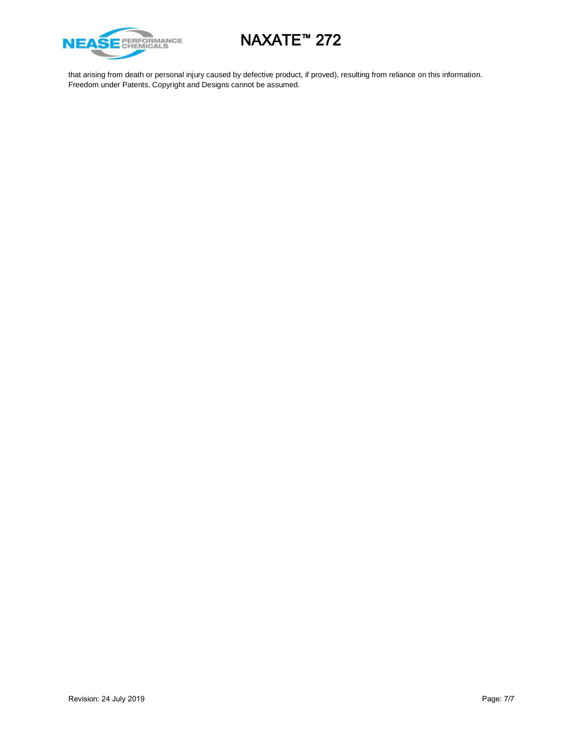that arising from death or personal injury caused by defective product, if proved), resulting from reliance on this information. Freedom under Patents, Copyright and Designs cannot be assumed.